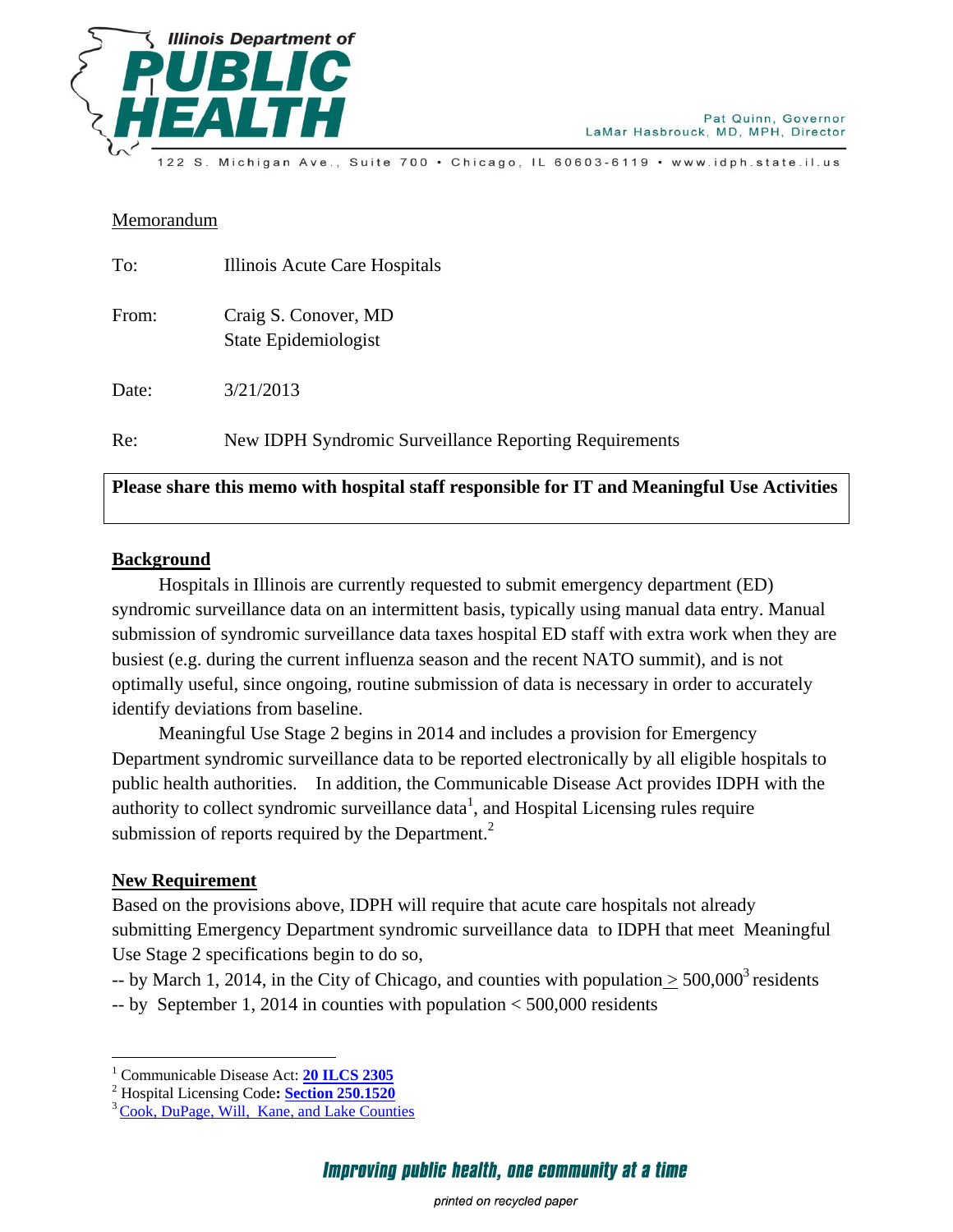Illinois Department of **PUBLIC HEALTH**

Pat Quinn, Governor
LaMar Hasbrouck, MD, MPH, Director

122 S. Michigan Ave., Suite 700 • Chicago, IL 60603-6119 • www.idph.state.il.us

Memorandum

To: Illinois Acute Care Hospitals

From: Craig S. Conover, MD
State Epidemiologist

Date: 3/21/2013

Re: New IDPH Syndromic Surveillance Reporting Requirements

**Please share this memo with hospital staff responsible for IT and Meaningful Use Activities**

## Background

Hospitals in Illinois are currently requested to submit emergency department (ED) syndromic surveillance data on an intermittent basis, typically using manual data entry. Manual submission of syndromic surveillance data taxes hospital ED staff with extra work when they are busiest (e.g. during the current influenza season and the recent NATO summit), and is not optimally useful, since ongoing, routine submission of data is necessary in order to accurately identify deviations from baseline.

Meaningful Use Stage 2 begins in 2014 and includes a provision for Emergency Department syndromic surveillance data to be reported electronically by all eligible hospitals to public health authorities. In addition, the Communicable Disease Act provides IDPH with the authority to collect syndromic surveillance data[1], and Hospital Licensing rules require submission of reports required by the Department.[2]

## New Requirement

Based on the provisions above, IDPH will require that acute care hospitals not already submitting Emergency Department syndromic surveillance data to IDPH that meet Meaningful Use Stage 2 specifications begin to do so,

-- by March 1, 2014, in the City of Chicago, and counties with population ≥ 500,000[3] residents
-- by September 1, 2014 in counties with population < 500,000 residents

---

[1] Communicable Disease Act: **20 ILCS 2305**
[2] Hospital Licensing Code**: Section 250.1520**
[3] Cook, DuPage, Will, Kane, and Lake Counties

*Improving public health, one community at a time*

*printed on recycled paper*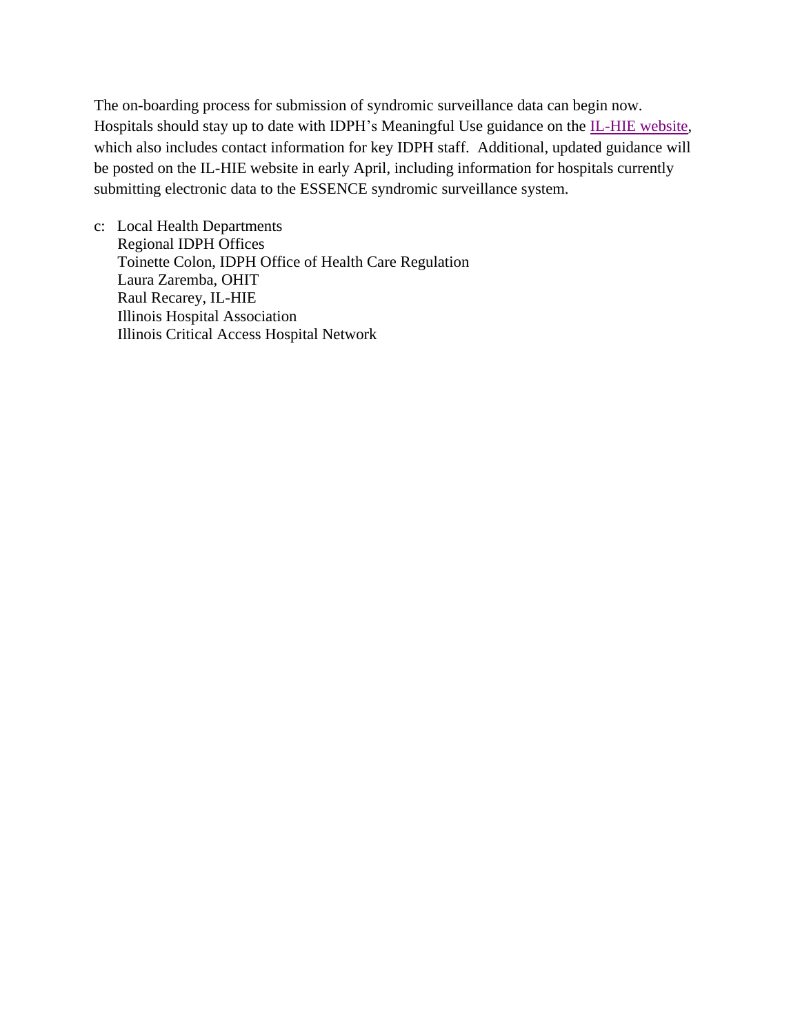The on-boarding process for submission of syndromic surveillance data can begin now. Hospitals should stay up to date with IDPH's Meaningful Use guidance on the IL-HIE website, which also includes contact information for key IDPH staff. Additional, updated guidance will be posted on the IL-HIE website in early April, including information for hospitals currently submitting electronic data to the ESSENCE syndromic surveillance system.

c: Local Health Departments
Regional IDPH Offices
Toinette Colon, IDPH Office of Health Care Regulation
Laura Zaremba, OHIT
Raul Recarey, IL-HIE
Illinois Hospital Association
Illinois Critical Access Hospital Network